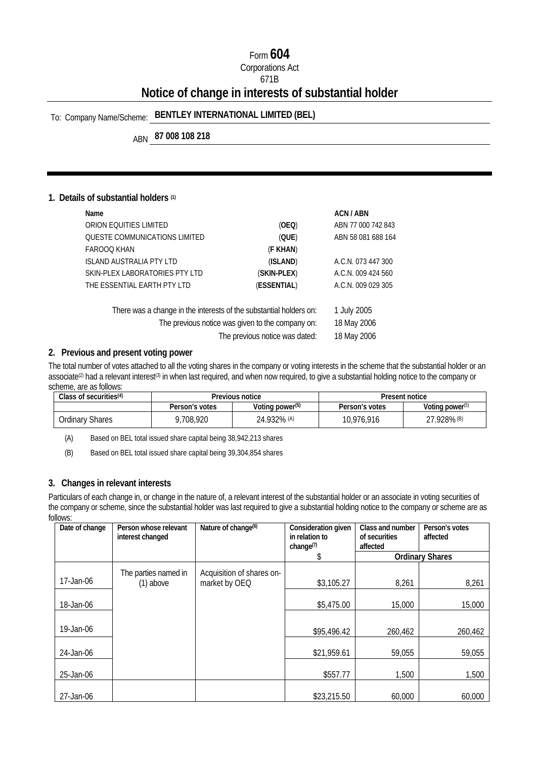Form **604**

Corporations Act

671B

# Notice of change in interests of substantial holder

To: Company Name/Scheme: **BENTLEY INTERNATIONAL LIMITED (BEL)**

ABN **87 008 108 218**

## 1. Details of substantial holders [(1)]

| Name | | ACN / ABN |
|---|---|---|
| ORION EQUITIES LIMITED | (**OEQ**) | ABN 77 000 742 843 |
| QUESTE COMMUNICATIONS LIMITED | (**QUE**) | ABN 58 081 688 164 |
| FAROOQ KHAN | (**F KHAN**) | |
| ISLAND AUSTRALIA PTY LTD | (**ISLAND**) | A.C.N. 073 447 300 |
| SKIN-PLEX LABORATORIES PTY LTD | (**SKIN-PLEX**) | A.C.N. 009 424 560 |
| THE ESSENTIAL EARTH PTY LTD | (**ESSENTIAL**) | A.C.N. 009 029 305 |

There was a change in the interests of the substantial holders on: 1 July 2005

The previous notice was given to the company on: 18 May 2006

The previous notice was dated: 18 May 2006

## 2. Previous and present voting power

The total number of votes attached to all the voting shares in the company or voting interests in the scheme that the substantial holder or an associate[(2)] had a relevant interest[(3)] in when last required, and when now required, to give a substantial holding notice to the company or scheme, are as follows:

| Class of securities[(4)] | Previous notice | | Present notice | |
|---|---|---|---|---|
| | Person's votes | Voting power[(5)] | Person's votes | Voting power[(5)] |
| Ordinary Shares | 9,708,920 | 24.932% [(A)] | 10,976,916 | 27.928% [(B)] |

(A) Based on BEL total issued share capital being 38,942,213 shares

(B) Based on BEL total issued share capital being 39,304,854 shares

## 3. Changes in relevant interests

Particulars of each change in, or change in the nature of, a relevant interest of the substantial holder or an associate in voting securities of the company or scheme, since the substantial holder was last required to give a substantial holding notice to the company or scheme are as follows:

| Date of change | Person whose relevant interest changed | Nature of change[(6)] | Consideration given in relation to change[(7)] | Class and number of securities affected | Person's votes affected |
|---|---|---|---|---|---|
| | | | $ | Ordinary Shares | |
| 17-Jan-06 | The parties named in (1) above | Acquisition of shares on-market by OEQ | $3,105.27 | 8,261 | 8,261 |
| 18-Jan-06 | | | $5,475.00 | 15,000 | 15,000 |
| 19-Jan-06 | | | $95,496.42 | 260,462 | 260,462 |
| 24-Jan-06 | | | $21,959.61 | 59,055 | 59,055 |
| 25-Jan-06 | | | $557.77 | 1,500 | 1,500 |
| 27-Jan-06 | | | $23,215.50 | 60,000 | 60,000 |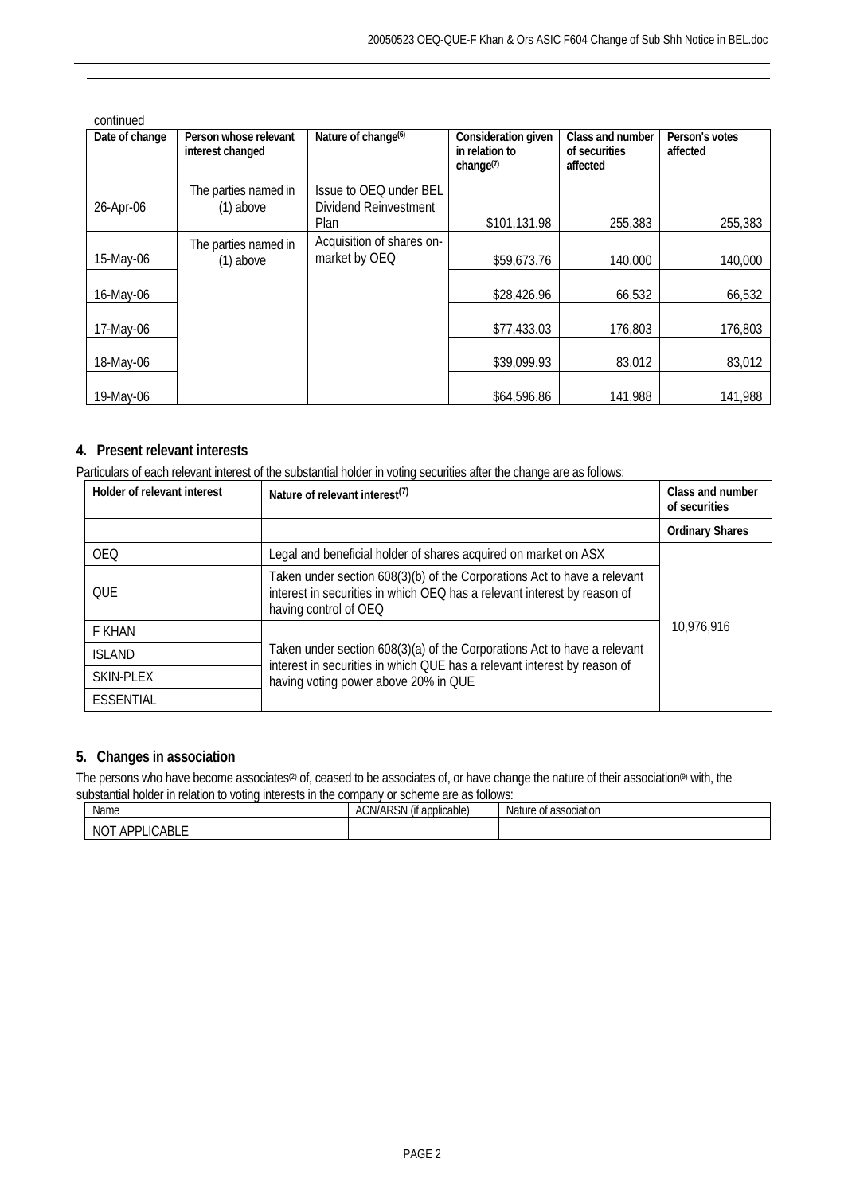continued

| Date of change | Person whose relevant interest changed | Nature of change(6) | Consideration given in relation to change(7) | Class and number of securities affected | Person's votes affected |
|---|---|---|---|---|---|
| 26-Apr-06 | The parties named in (1) above | Issue to OEQ under BEL Dividend Reinvestment Plan | $101,131.98 | 255,383 | 255,383 |
| 15-May-06 | The parties named in (1) above | Acquisition of shares on-market by OEQ | $59,673.76 | 140,000 | 140,000 |
| 16-May-06 | | | $28,426.96 | 66,532 | 66,532 |
| 17-May-06 | | | $77,433.03 | 176,803 | 176,803 |
| 18-May-06 | | | $39,099.93 | 83,012 | 83,012 |
| 19-May-06 | | | $64,596.86 | 141,988 | 141,988 |

## 4. Present relevant interests

Particulars of each relevant interest of the substantial holder in voting securities after the change are as follows:

| Holder of relevant interest | Nature of relevant interest(7) | Class and number of securities |
|---|---|---|
| | | **Ordinary Shares** |
| OEQ | Legal and beneficial holder of shares acquired on market on ASX | 10,976,916 |
| QUE | Taken under section 608(3)(b) of the Corporations Act to have a relevant interest in securities in which OEQ has a relevant interest by reason of having control of OEQ | |
| F KHAN | Taken under section 608(3)(a) of the Corporations Act to have a relevant interest in securities in which QUE has a relevant interest by reason of having voting power above 20% in QUE | |
| ISLAND | | |
| SKIN-PLEX | | |
| ESSENTIAL | | |

## 5. Changes in association

The persons who have become associates(2) of, ceased to be associates of, or have change the nature of their association(9) with, the substantial holder in relation to voting interests in the company or scheme are as follows:

| Name | ACN/ARSN (if applicable) | Nature of association |
|---|---|---|
| NOT APPLICABLE | | |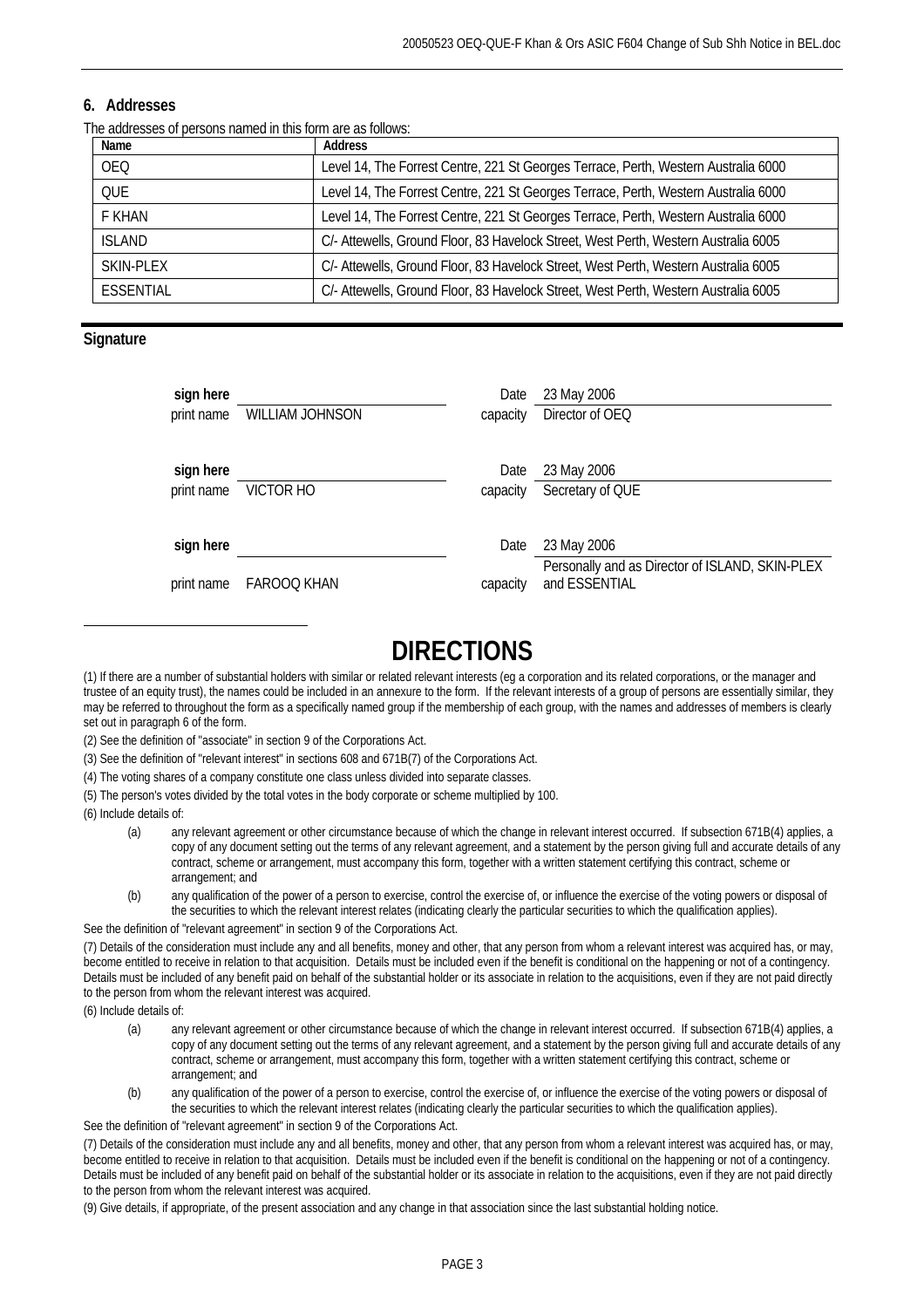## 6. Addresses

The addresses of persons named in this form are as follows:

| Name | Address |
|---|---|
| OEQ | Level 14, The Forrest Centre, 221 St Georges Terrace, Perth, Western Australia 6000 |
| QUE | Level 14, The Forrest Centre, 221 St Georges Terrace, Perth, Western Australia 6000 |
| F KHAN | Level 14, The Forrest Centre, 221 St Georges Terrace, Perth, Western Australia 6000 |
| ISLAND | C/- Attewells, Ground Floor, 83 Havelock Street, West Perth, Western Australia 6005 |
| SKIN-PLEX | C/- Attewells, Ground Floor, 83 Havelock Street, West Perth, Western Australia 6005 |
| ESSENTIAL | C/- Attewells, Ground Floor, 83 Havelock Street, West Perth, Western Australia 6005 |

## Signature

| | | | |
|---|---|---|---|
| sign here | | Date | 23 May 2006 |
| print name | WILLIAM JOHNSON | capacity | Director of OEQ |
| sign here | | Date | 23 May 2006 |
| print name | VICTOR HO | capacity | Secretary of QUE |
| sign here | | Date | 23 May 2006 |
| print name | FAROOQ KHAN | capacity | Personally and as Director of ISLAND, SKIN-PLEX and ESSENTIAL |

# DIRECTIONS

(1) If there are a number of substantial holders with similar or related relevant interests (eg a corporation and its related corporations, or the manager and trustee of an equity trust), the names could be included in an annexure to the form. If the relevant interests of a group of persons are essentially similar, they may be referred to throughout the form as a specifically named group if the membership of each group, with the names and addresses of members is clearly set out in paragraph 6 of the form.

(2) See the definition of "associate" in section 9 of the Corporations Act.

(3) See the definition of "relevant interest" in sections 608 and 671B(7) of the Corporations Act.

(4) The voting shares of a company constitute one class unless divided into separate classes.

(5) The person's votes divided by the total votes in the body corporate or scheme multiplied by 100.

(6) Include details of:

(a) any relevant agreement or other circumstance because of which the change in relevant interest occurred. If subsection 671B(4) applies, a copy of any document setting out the terms of any relevant agreement, and a statement by the person giving full and accurate details of any contract, scheme or arrangement, must accompany this form, together with a written statement certifying this contract, scheme or arrangement; and

(b) any qualification of the power of a person to exercise, control the exercise of, or influence the exercise of the voting powers or disposal of the securities to which the relevant interest relates (indicating clearly the particular securities to which the qualification applies).

See the definition of "relevant agreement" in section 9 of the Corporations Act.

(7) Details of the consideration must include any and all benefits, money and other, that any person from whom a relevant interest was acquired has, or may, become entitled to receive in relation to that acquisition. Details must be included even if the benefit is conditional on the happening or not of a contingency. Details must be included of any benefit paid on behalf of the substantial holder or its associate in relation to the acquisitions, even if they are not paid directly to the person from whom the relevant interest was acquired.

(6) Include details of:

(a) any relevant agreement or other circumstance because of which the change in relevant interest occurred. If subsection 671B(4) applies, a copy of any document setting out the terms of any relevant agreement, and a statement by the person giving full and accurate details of any contract, scheme or arrangement, must accompany this form, together with a written statement certifying this contract, scheme or arrangement; and

(b) any qualification of the power of a person to exercise, control the exercise of, or influence the exercise of the voting powers or disposal of the securities to which the relevant interest relates (indicating clearly the particular securities to which the qualification applies).

See the definition of "relevant agreement" in section 9 of the Corporations Act.

(7) Details of the consideration must include any and all benefits, money and other, that any person from whom a relevant interest was acquired has, or may, become entitled to receive in relation to that acquisition. Details must be included even if the benefit is conditional on the happening or not of a contingency. Details must be included of any benefit paid on behalf of the substantial holder or its associate in relation to the acquisitions, even if they are not paid directly to the person from whom the relevant interest was acquired.

(9) Give details, if appropriate, of the present association and any change in that association since the last substantial holding notice.